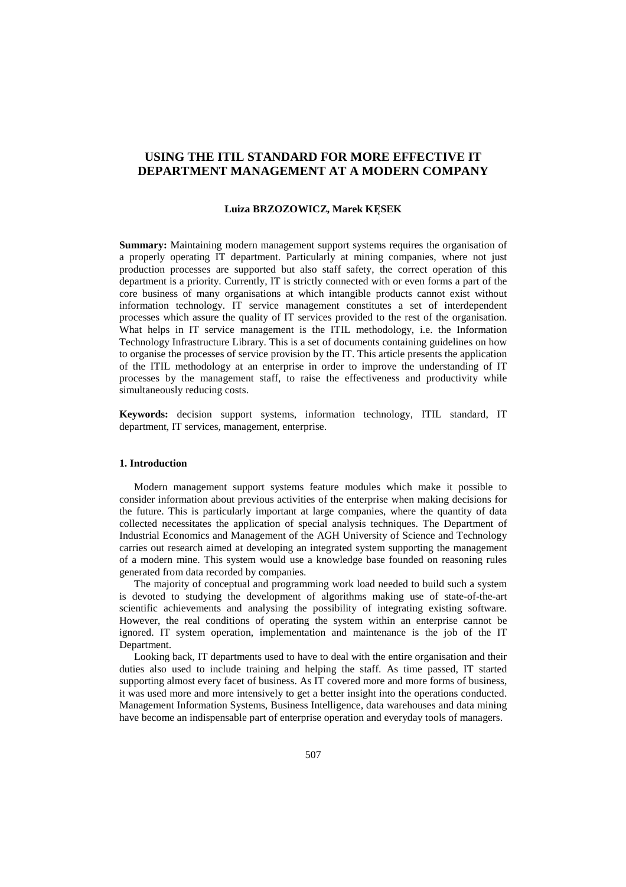# USING THE ITIL STANDARD FOR MORE EFFECTIVE IT DEPARTMENT MANAGEMENT AT A MODERN COMPANY

**Luiza BRZOZOWICZ, Marek KĘSEK**

**Summary:** Maintaining modern management support systems requires the organisation of a properly operating IT department. Particularly at mining companies, where not just production processes are supported but also staff safety, the correct operation of this department is a priority. Currently, IT is strictly connected with or even forms a part of the core business of many organisations at which intangible products cannot exist without information technology. IT service management constitutes a set of interdependent processes which assure the quality of IT services provided to the rest of the organisation. What helps in IT service management is the ITIL methodology, i.e. the Information Technology Infrastructure Library. This is a set of documents containing guidelines on how to organise the processes of service provision by the IT. This article presents the application of the ITIL methodology at an enterprise in order to improve the understanding of IT processes by the management staff, to raise the effectiveness and productivity while simultaneously reducing costs.

**Keywords:** decision support systems, information technology, ITIL standard, IT department, IT services, management, enterprise.

## 1. Introduction

Modern management support systems feature modules which make it possible to consider information about previous activities of the enterprise when making decisions for the future. This is particularly important at large companies, where the quantity of data collected necessitates the application of special analysis techniques. The Department of Industrial Economics and Management of the AGH University of Science and Technology carries out research aimed at developing an integrated system supporting the management of a modern mine. This system would use a knowledge base founded on reasoning rules generated from data recorded by companies.

The majority of conceptual and programming work load needed to build such a system is devoted to studying the development of algorithms making use of state-of-the-art scientific achievements and analysing the possibility of integrating existing software. However, the real conditions of operating the system within an enterprise cannot be ignored. IT system operation, implementation and maintenance is the job of the IT Department.

Looking back, IT departments used to have to deal with the entire organisation and their duties also used to include training and helping the staff. As time passed, IT started supporting almost every facet of business. As IT covered more and more forms of business, it was used more and more intensively to get a better insight into the operations conducted. Management Information Systems, Business Intelligence, data warehouses and data mining have become an indispensable part of enterprise operation and everyday tools of managers.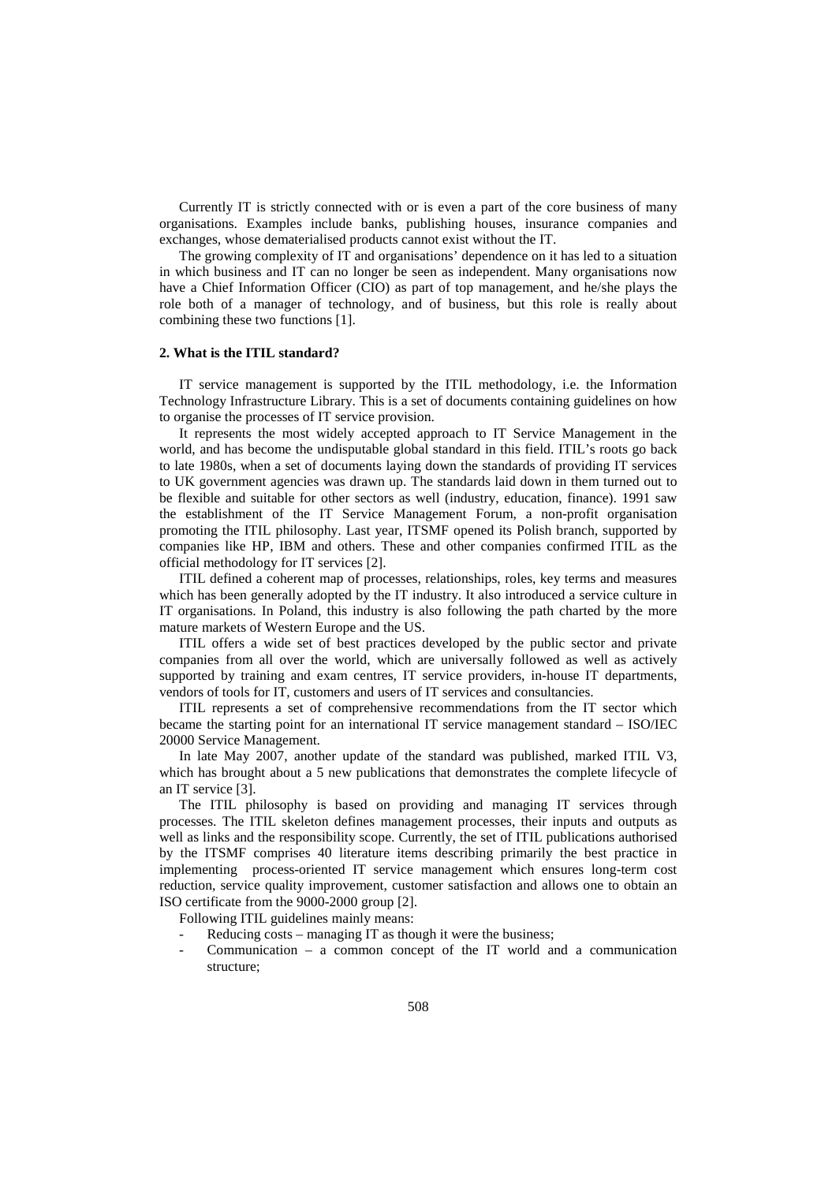Currently IT is strictly connected with or is even a part of the core business of many organisations. Examples include banks, publishing houses, insurance companies and exchanges, whose dematerialised products cannot exist without the IT.

The growing complexity of IT and organisations' dependence on it has led to a situation in which business and IT can no longer be seen as independent. Many organisations now have a Chief Information Officer (CIO) as part of top management, and he/she plays the role both of a manager of technology, and of business, but this role is really about combining these two functions [1].

## 2. What is the ITIL standard?

IT service management is supported by the ITIL methodology, i.e. the Information Technology Infrastructure Library. This is a set of documents containing guidelines on how to organise the processes of IT service provision.

It represents the most widely accepted approach to IT Service Management in the world, and has become the undisputable global standard in this field. ITIL's roots go back to late 1980s, when a set of documents laying down the standards of providing IT services to UK government agencies was drawn up. The standards laid down in them turned out to be flexible and suitable for other sectors as well (industry, education, finance). 1991 saw the establishment of the IT Service Management Forum, a non-profit organisation promoting the ITIL philosophy. Last year, ITSMF opened its Polish branch, supported by companies like HP, IBM and others. These and other companies confirmed ITIL as the official methodology for IT services [2].

ITIL defined a coherent map of processes, relationships, roles, key terms and measures which has been generally adopted by the IT industry. It also introduced a service culture in IT organisations. In Poland, this industry is also following the path charted by the more mature markets of Western Europe and the US.

ITIL offers a wide set of best practices developed by the public sector and private companies from all over the world, which are universally followed as well as actively supported by training and exam centres, IT service providers, in-house IT departments, vendors of tools for IT, customers and users of IT services and consultancies.

ITIL represents a set of comprehensive recommendations from the IT sector which became the starting point for an international IT service management standard – ISO/IEC 20000 Service Management.

In late May 2007, another update of the standard was published, marked ITIL V3, which has brought about a 5 new publications that demonstrates the complete lifecycle of an IT service [3].

The ITIL philosophy is based on providing and managing IT services through processes. The ITIL skeleton defines management processes, their inputs and outputs as well as links and the responsibility scope. Currently, the set of ITIL publications authorised by the ITSMF comprises 40 literature items describing primarily the best practice in implementing process-oriented IT service management which ensures long-term cost reduction, service quality improvement, customer satisfaction and allows one to obtain an ISO certificate from the 9000-2000 group [2].

Following ITIL guidelines mainly means:

- Reducing costs – managing IT as though it were the business;
- Communication – a common concept of the IT world and a communication structure;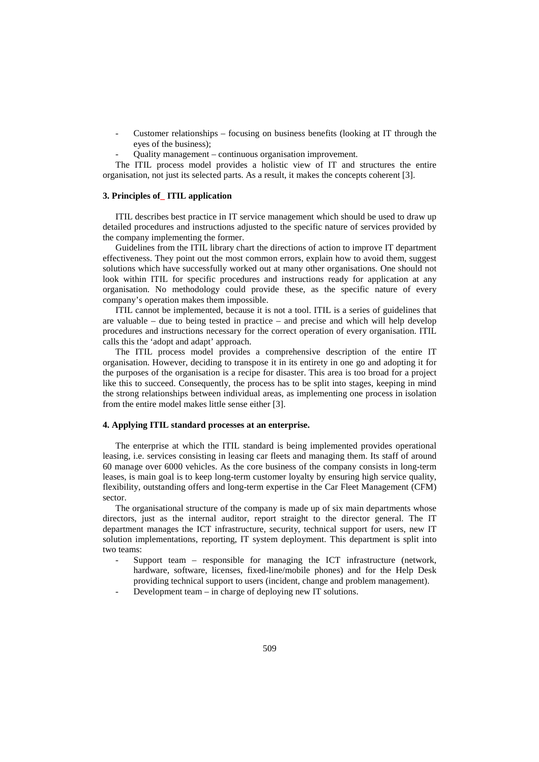- Customer relationships – focusing on business benefits (looking at IT through the eyes of the business);
- Quality management – continuous organisation improvement.

The ITIL process model provides a holistic view of IT and structures the entire organisation, not just its selected parts. As a result, it makes the concepts coherent [3].

### 3. Principles of_ ITIL application

ITIL describes best practice in IT service management which should be used to draw up detailed procedures and instructions adjusted to the specific nature of services provided by the company implementing the former.

Guidelines from the ITIL library chart the directions of action to improve IT department effectiveness. They point out the most common errors, explain how to avoid them, suggest solutions which have successfully worked out at many other organisations. One should not look within ITIL for specific procedures and instructions ready for application at any organisation. No methodology could provide these, as the specific nature of every company's operation makes them impossible.

ITIL cannot be implemented, because it is not a tool. ITIL is a series of guidelines that are valuable – due to being tested in practice – and precise and which will help develop procedures and instructions necessary for the correct operation of every organisation. ITIL calls this the 'adopt and adapt' approach.

The ITIL process model provides a comprehensive description of the entire IT organisation. However, deciding to transpose it in its entirety in one go and adopting it for the purposes of the organisation is a recipe for disaster. This area is too broad for a project like this to succeed. Consequently, the process has to be split into stages, keeping in mind the strong relationships between individual areas, as implementing one process in isolation from the entire model makes little sense either [3].

### 4. Applying ITIL standard processes at an enterprise.

The enterprise at which the ITIL standard is being implemented provides operational leasing, i.e. services consisting in leasing car fleets and managing them. Its staff of around 60 manage over 6000 vehicles. As the core business of the company consists in long-term leases, is main goal is to keep long-term customer loyalty by ensuring high service quality, flexibility, outstanding offers and long-term expertise in the Car Fleet Management (CFM) sector.

The organisational structure of the company is made up of six main departments whose directors, just as the internal auditor, report straight to the director general. The IT department manages the ICT infrastructure, security, technical support for users, new IT solution implementations, reporting, IT system deployment. This department is split into two teams:

- Support team – responsible for managing the ICT infrastructure (network, hardware, software, licenses, fixed-line/mobile phones) and for the Help Desk providing technical support to users (incident, change and problem management).
- Development team – in charge of deploying new IT solutions.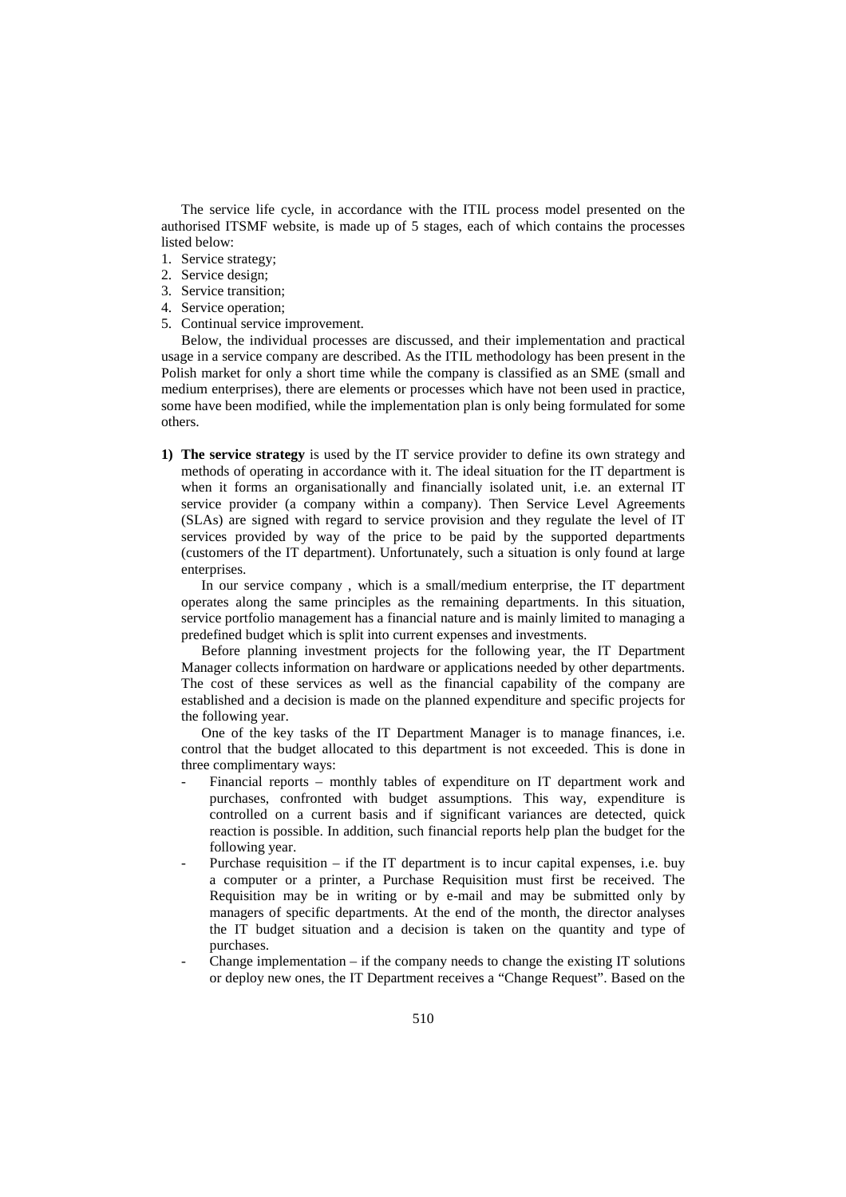The service life cycle, in accordance with the ITIL process model presented on the authorised ITSMF website, is made up of 5 stages, each of which contains the processes listed below:

1. Service strategy;
2. Service design;
3. Service transition;
4. Service operation;
5. Continual service improvement.

Below, the individual processes are discussed, and their implementation and practical usage in a service company are described. As the ITIL methodology has been present in the Polish market for only a short time while the company is classified as an SME (small and medium enterprises), there are elements or processes which have not been used in practice, some have been modified, while the implementation plan is only being formulated for some others.

1) **The service strategy** is used by the IT service provider to define its own strategy and methods of operating in accordance with it. The ideal situation for the IT department is when it forms an organisationally and financially isolated unit, i.e. an external IT service provider (a company within a company). Then Service Level Agreements (SLAs) are signed with regard to service provision and they regulate the level of IT services provided by way of the price to be paid by the supported departments (customers of the IT department). Unfortunately, such a situation is only found at large enterprises.

   In our service company , which is a small/medium enterprise, the IT department operates along the same principles as the remaining departments. In this situation, service portfolio management has a financial nature and is mainly limited to managing a predefined budget which is split into current expenses and investments.

   Before planning investment projects for the following year, the IT Department Manager collects information on hardware or applications needed by other departments. The cost of these services as well as the financial capability of the company are established and a decision is made on the planned expenditure and specific projects for the following year.

   One of the key tasks of the IT Department Manager is to manage finances, i.e. control that the budget allocated to this department is not exceeded. This is done in three complimentary ways:

   - Financial reports – monthly tables of expenditure on IT department work and purchases, confronted with budget assumptions. This way, expenditure is controlled on a current basis and if significant variances are detected, quick reaction is possible. In addition, such financial reports help plan the budget for the following year.
   - Purchase requisition – if the IT department is to incur capital expenses, i.e. buy a computer or a printer, a Purchase Requisition must first be received. The Requisition may be in writing or by e-mail and may be submitted only by managers of specific departments. At the end of the month, the director analyses the IT budget situation and a decision is taken on the quantity and type of purchases.
   - Change implementation – if the company needs to change the existing IT solutions or deploy new ones, the IT Department receives a "Change Request". Based on the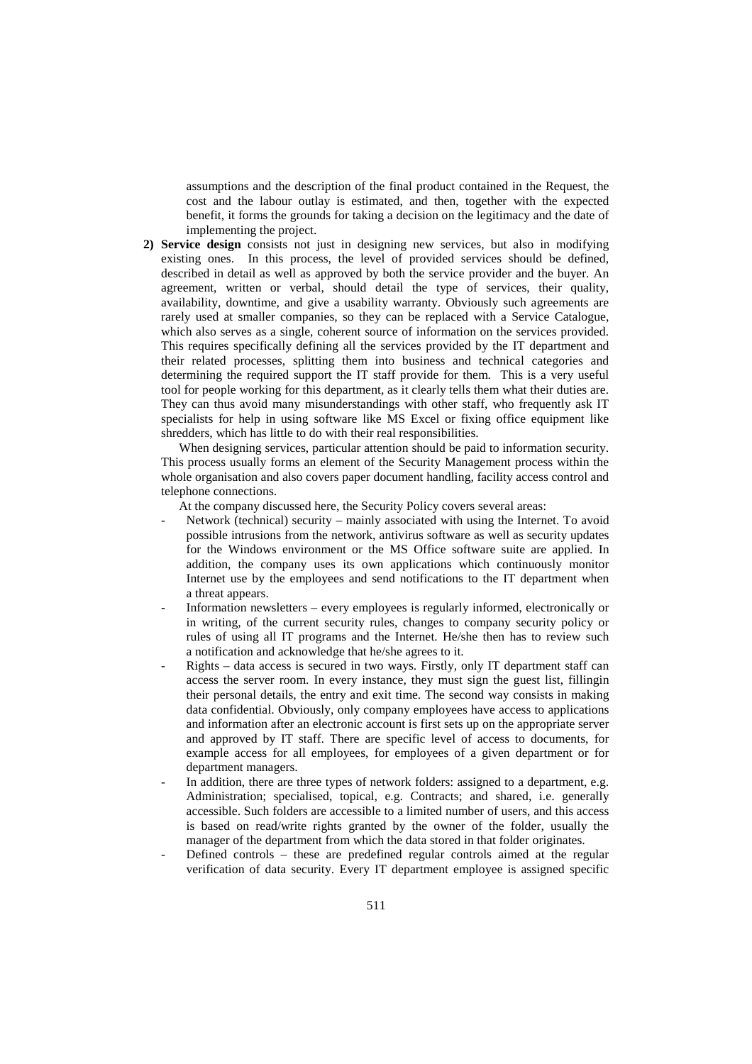assumptions and the description of the final product contained in the Request, the cost and the labour outlay is estimated, and then, together with the expected benefit, it forms the grounds for taking a decision on the legitimacy and the date of implementing the project.

2) **Service design** consists not just in designing new services, but also in modifying existing ones. In this process, the level of provided services should be defined, described in detail as well as approved by both the service provider and the buyer. An agreement, written or verbal, should detail the type of services, their quality, availability, downtime, and give a usability warranty. Obviously such agreements are rarely used at smaller companies, so they can be replaced with a Service Catalogue, which also serves as a single, coherent source of information on the services provided. This requires specifically defining all the services provided by the IT department and their related processes, splitting them into business and technical categories and determining the required support the IT staff provide for them. This is a very useful tool for people working for this department, as it clearly tells them what their duties are. They can thus avoid many misunderstandings with other staff, who frequently ask IT specialists for help in using software like MS Excel or fixing office equipment like shredders, which has little to do with their real responsibilities.

When designing services, particular attention should be paid to information security. This process usually forms an element of the Security Management process within the whole organisation and also covers paper document handling, facility access control and telephone connections.

At the company discussed here, the Security Policy covers several areas:

- Network (technical) security – mainly associated with using the Internet. To avoid possible intrusions from the network, antivirus software as well as security updates for the Windows environment or the MS Office software suite are applied. In addition, the company uses its own applications which continuously monitor Internet use by the employees and send notifications to the IT department when a threat appears.
- Information newsletters – every employees is regularly informed, electronically or in writing, of the current security rules, changes to company security policy or rules of using all IT programs and the Internet. He/she then has to review such a notification and acknowledge that he/she agrees to it.
- Rights – data access is secured in two ways. Firstly, only IT department staff can access the server room. In every instance, they must sign the guest list, fillingin their personal details, the entry and exit time. The second way consists in making data confidential. Obviously, only company employees have access to applications and information after an electronic account is first sets up on the appropriate server and approved by IT staff. There are specific level of access to documents, for example access for all employees, for employees of a given department or for department managers.
- In addition, there are three types of network folders: assigned to a department, e.g. Administration; specialised, topical, e.g. Contracts; and shared, i.e. generally accessible. Such folders are accessible to a limited number of users, and this access is based on read/write rights granted by the owner of the folder, usually the manager of the department from which the data stored in that folder originates.
- Defined controls – these are predefined regular controls aimed at the regular verification of data security. Every IT department employee is assigned specific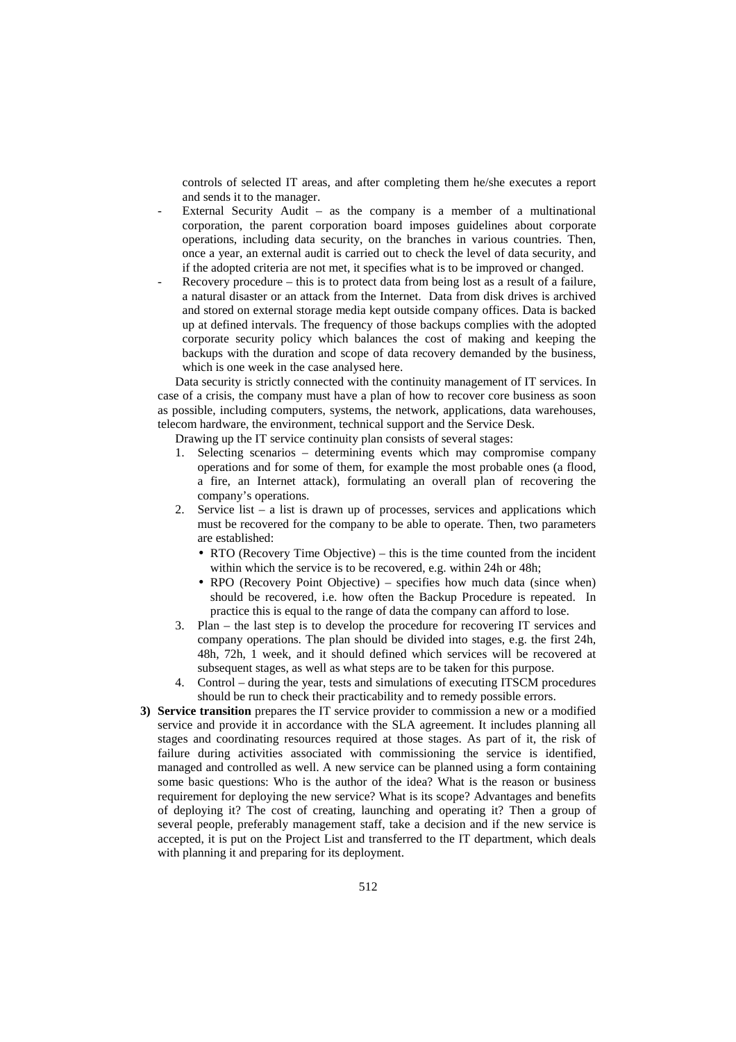controls of selected IT areas, and after completing them he/she executes a report and sends it to the manager.

- External Security Audit – as the company is a member of a multinational corporation, the parent corporation board imposes guidelines about corporate operations, including data security, on the branches in various countries. Then, once a year, an external audit is carried out to check the level of data security, and if the adopted criteria are not met, it specifies what is to be improved or changed.
- Recovery procedure – this is to protect data from being lost as a result of a failure, a natural disaster or an attack from the Internet. Data from disk drives is archived and stored on external storage media kept outside company offices. Data is backed up at defined intervals. The frequency of those backups complies with the adopted corporate security policy which balances the cost of making and keeping the backups with the duration and scope of data recovery demanded by the business, which is one week in the case analysed here.

Data security is strictly connected with the continuity management of IT services. In case of a crisis, the company must have a plan of how to recover core business as soon as possible, including computers, systems, the network, applications, data warehouses, telecom hardware, the environment, technical support and the Service Desk.

Drawing up the IT service continuity plan consists of several stages:

1. Selecting scenarios – determining events which may compromise company operations and for some of them, for example the most probable ones (a flood, a fire, an Internet attack), formulating an overall plan of recovering the company's operations.
2. Service list – a list is drawn up of processes, services and applications which must be recovered for the company to be able to operate. Then, two parameters are established:
   - RTO (Recovery Time Objective) – this is the time counted from the incident within which the service is to be recovered, e.g. within 24h or 48h;
   - RPO (Recovery Point Objective) – specifies how much data (since when) should be recovered, i.e. how often the Backup Procedure is repeated. In practice this is equal to the range of data the company can afford to lose.
3. Plan – the last step is to develop the procedure for recovering IT services and company operations. The plan should be divided into stages, e.g. the first 24h, 48h, 72h, 1 week, and it should defined which services will be recovered at subsequent stages, as well as what steps are to be taken for this purpose.
4. Control – during the year, tests and simulations of executing ITSCM procedures should be run to check their practicability and to remedy possible errors.

**3) Service transition** prepares the IT service provider to commission a new or a modified service and provide it in accordance with the SLA agreement. It includes planning all stages and coordinating resources required at those stages. As part of it, the risk of failure during activities associated with commissioning the service is identified, managed and controlled as well. A new service can be planned using a form containing some basic questions: Who is the author of the idea? What is the reason or business requirement for deploying the new service? What is its scope? Advantages and benefits of deploying it? The cost of creating, launching and operating it? Then a group of several people, preferably management staff, take a decision and if the new service is accepted, it is put on the Project List and transferred to the IT department, which deals with planning it and preparing for its deployment.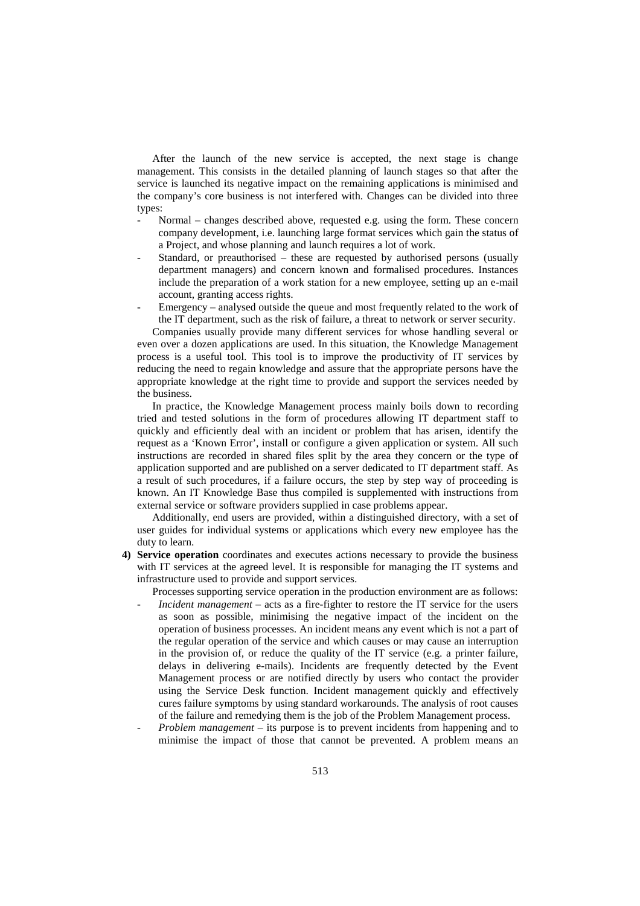After the launch of the new service is accepted, the next stage is change management. This consists in the detailed planning of launch stages so that after the service is launched its negative impact on the remaining applications is minimised and the company's core business is not interfered with. Changes can be divided into three types:

- Normal – changes described above, requested e.g. using the form. These concern company development, i.e. launching large format services which gain the status of a Project, and whose planning and launch requires a lot of work.
- Standard, or preauthorised – these are requested by authorised persons (usually department managers) and concern known and formalised procedures. Instances include the preparation of a work station for a new employee, setting up an e-mail account, granting access rights.
- Emergency – analysed outside the queue and most frequently related to the work of the IT department, such as the risk of failure, a threat to network or server security.

Companies usually provide many different services for whose handling several or even over a dozen applications are used. In this situation, the Knowledge Management process is a useful tool. This tool is to improve the productivity of IT services by reducing the need to regain knowledge and assure that the appropriate persons have the appropriate knowledge at the right time to provide and support the services needed by the business.

In practice, the Knowledge Management process mainly boils down to recording tried and tested solutions in the form of procedures allowing IT department staff to quickly and efficiently deal with an incident or problem that has arisen, identify the request as a 'Known Error', install or configure a given application or system. All such instructions are recorded in shared files split by the area they concern or the type of application supported and are published on a server dedicated to IT department staff. As a result of such procedures, if a failure occurs, the step by step way of proceeding is known. An IT Knowledge Base thus compiled is supplemented with instructions from external service or software providers supplied in case problems appear.

Additionally, end users are provided, within a distinguished directory, with a set of user guides for individual systems or applications which every new employee has the duty to learn.

4) **Service operation** coordinates and executes actions necessary to provide the business with IT services at the agreed level. It is responsible for managing the IT systems and infrastructure used to provide and support services.

   Processes supporting service operation in the production environment are as follows:

   - *Incident management* – acts as a fire-fighter to restore the IT service for the users as soon as possible, minimising the negative impact of the incident on the operation of business processes. An incident means any event which is not a part of the regular operation of the service and which causes or may cause an interruption in the provision of, or reduce the quality of the IT service (e.g. a printer failure, delays in delivering e-mails). Incidents are frequently detected by the Event Management process or are notified directly by users who contact the provider using the Service Desk function. Incident management quickly and effectively cures failure symptoms by using standard workarounds. The analysis of root causes of the failure and remedying them is the job of the Problem Management process.
   - *Problem management* – its purpose is to prevent incidents from happening and to minimise the impact of those that cannot be prevented. A problem means an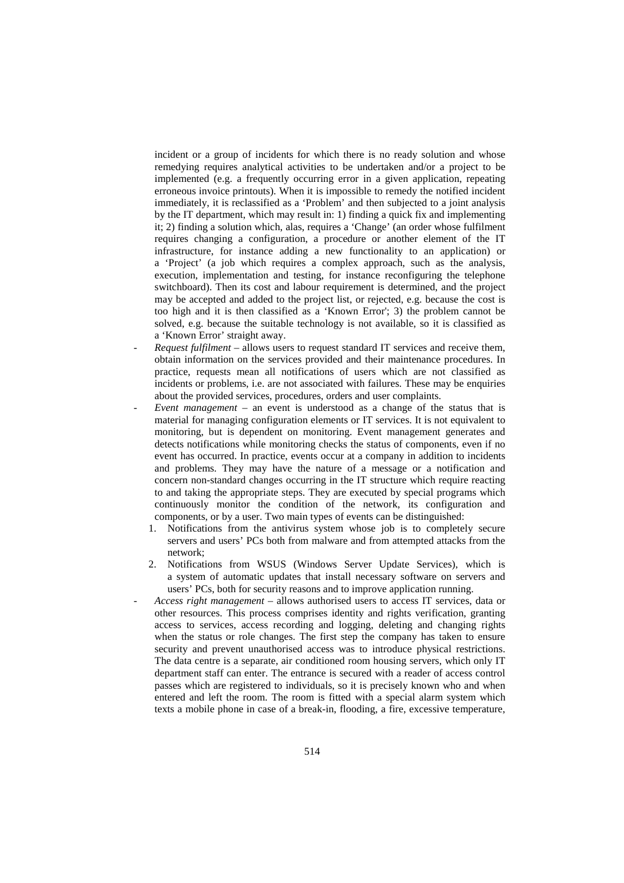incident or a group of incidents for which there is no ready solution and whose remedying requires analytical activities to be undertaken and/or a project to be implemented (e.g. a frequently occurring error in a given application, repeating erroneous invoice printouts). When it is impossible to remedy the notified incident immediately, it is reclassified as a 'Problem' and then subjected to a joint analysis by the IT department, which may result in: 1) finding a quick fix and implementing it; 2) finding a solution which, alas, requires a 'Change' (an order whose fulfilment requires changing a configuration, a procedure or another element of the IT infrastructure, for instance adding a new functionality to an application) or a 'Project' (a job which requires a complex approach, such as the analysis, execution, implementation and testing, for instance reconfiguring the telephone switchboard). Then its cost and labour requirement is determined, and the project may be accepted and added to the project list, or rejected, e.g. because the cost is too high and it is then classified as a 'Known Error'; 3) the problem cannot be solved, e.g. because the suitable technology is not available, so it is classified as a 'Known Error' straight away.

- *Request fulfilment* – allows users to request standard IT services and receive them, obtain information on the services provided and their maintenance procedures. In practice, requests mean all notifications of users which are not classified as incidents or problems, i.e. are not associated with failures. These may be enquiries about the provided services, procedures, orders and user complaints.
- *Event management* – an event is understood as a change of the status that is material for managing configuration elements or IT services. It is not equivalent to monitoring, but is dependent on monitoring. Event management generates and detects notifications while monitoring checks the status of components, even if no event has occurred. In practice, events occur at a company in addition to incidents and problems. They may have the nature of a message or a notification and concern non-standard changes occurring in the IT structure which require reacting to and taking the appropriate steps. They are executed by special programs which continuously monitor the condition of the network, its configuration and components, or by a user. Two main types of events can be distinguished:
  1. Notifications from the antivirus system whose job is to completely secure servers and users' PCs both from malware and from attempted attacks from the network;
  2. Notifications from WSUS (Windows Server Update Services), which is a system of automatic updates that install necessary software on servers and users' PCs, both for security reasons and to improve application running.
- *Access right management* – allows authorised users to access IT services, data or other resources. This process comprises identity and rights verification, granting access to services, access recording and logging, deleting and changing rights when the status or role changes. The first step the company has taken to ensure security and prevent unauthorised access was to introduce physical restrictions. The data centre is a separate, air conditioned room housing servers, which only IT department staff can enter. The entrance is secured with a reader of access control passes which are registered to individuals, so it is precisely known who and when entered and left the room. The room is fitted with a special alarm system which texts a mobile phone in case of a break-in, flooding, a fire, excessive temperature,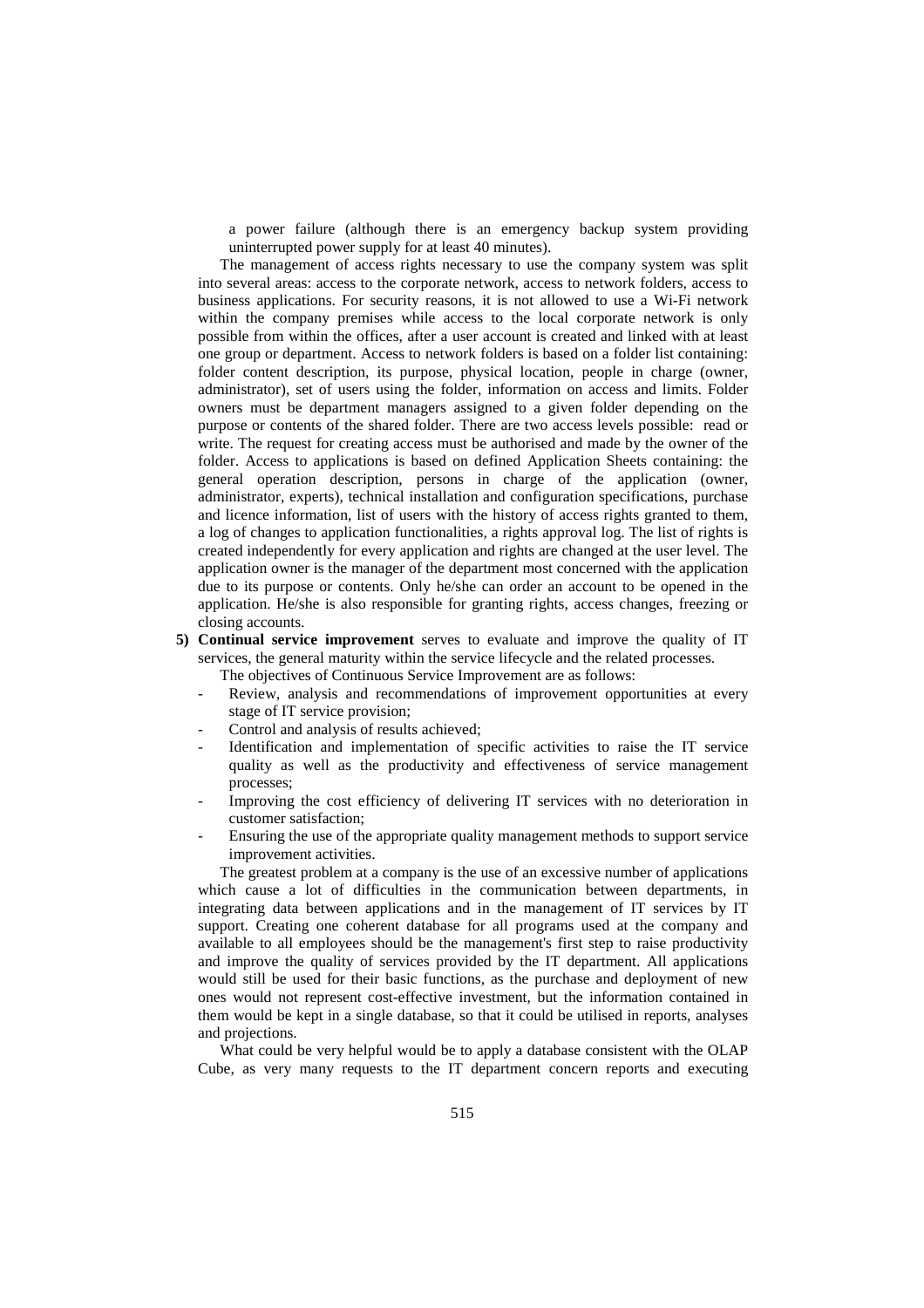a power failure (although there is an emergency backup system providing uninterrupted power supply for at least 40 minutes).

The management of access rights necessary to use the company system was split into several areas: access to the corporate network, access to network folders, access to business applications. For security reasons, it is not allowed to use a Wi-Fi network within the company premises while access to the local corporate network is only possible from within the offices, after a user account is created and linked with at least one group or department. Access to network folders is based on a folder list containing: folder content description, its purpose, physical location, people in charge (owner, administrator), set of users using the folder, information on access and limits. Folder owners must be department managers assigned to a given folder depending on the purpose or contents of the shared folder. There are two access levels possible: read or write. The request for creating access must be authorised and made by the owner of the folder. Access to applications is based on defined Application Sheets containing: the general operation description, persons in charge of the application (owner, administrator, experts), technical installation and configuration specifications, purchase and licence information, list of users with the history of access rights granted to them, a log of changes to application functionalities, a rights approval log. The list of rights is created independently for every application and rights are changed at the user level. The application owner is the manager of the department most concerned with the application due to its purpose or contents. Only he/she can order an account to be opened in the application. He/she is also responsible for granting rights, access changes, freezing or closing accounts.

5) **Continual service improvement** serves to evaluate and improve the quality of IT services, the general maturity within the service lifecycle and the related processes.

   The objectives of Continuous Service Improvement are as follows:

   - Review, analysis and recommendations of improvement opportunities at every stage of IT service provision;
   - Control and analysis of results achieved;
   - Identification and implementation of specific activities to raise the IT service quality as well as the productivity and effectiveness of service management processes;
   - Improving the cost efficiency of delivering IT services with no deterioration in customer satisfaction;
   - Ensuring the use of the appropriate quality management methods to support service improvement activities.

The greatest problem at a company is the use of an excessive number of applications which cause a lot of difficulties in the communication between departments, in integrating data between applications and in the management of IT services by IT support. Creating one coherent database for all programs used at the company and available to all employees should be the management's first step to raise productivity and improve the quality of services provided by the IT department. All applications would still be used for their basic functions, as the purchase and deployment of new ones would not represent cost-effective investment, but the information contained in them would be kept in a single database, so that it could be utilised in reports, analyses and projections.

What could be very helpful would be to apply a database consistent with the OLAP Cube, as very many requests to the IT department concern reports and executing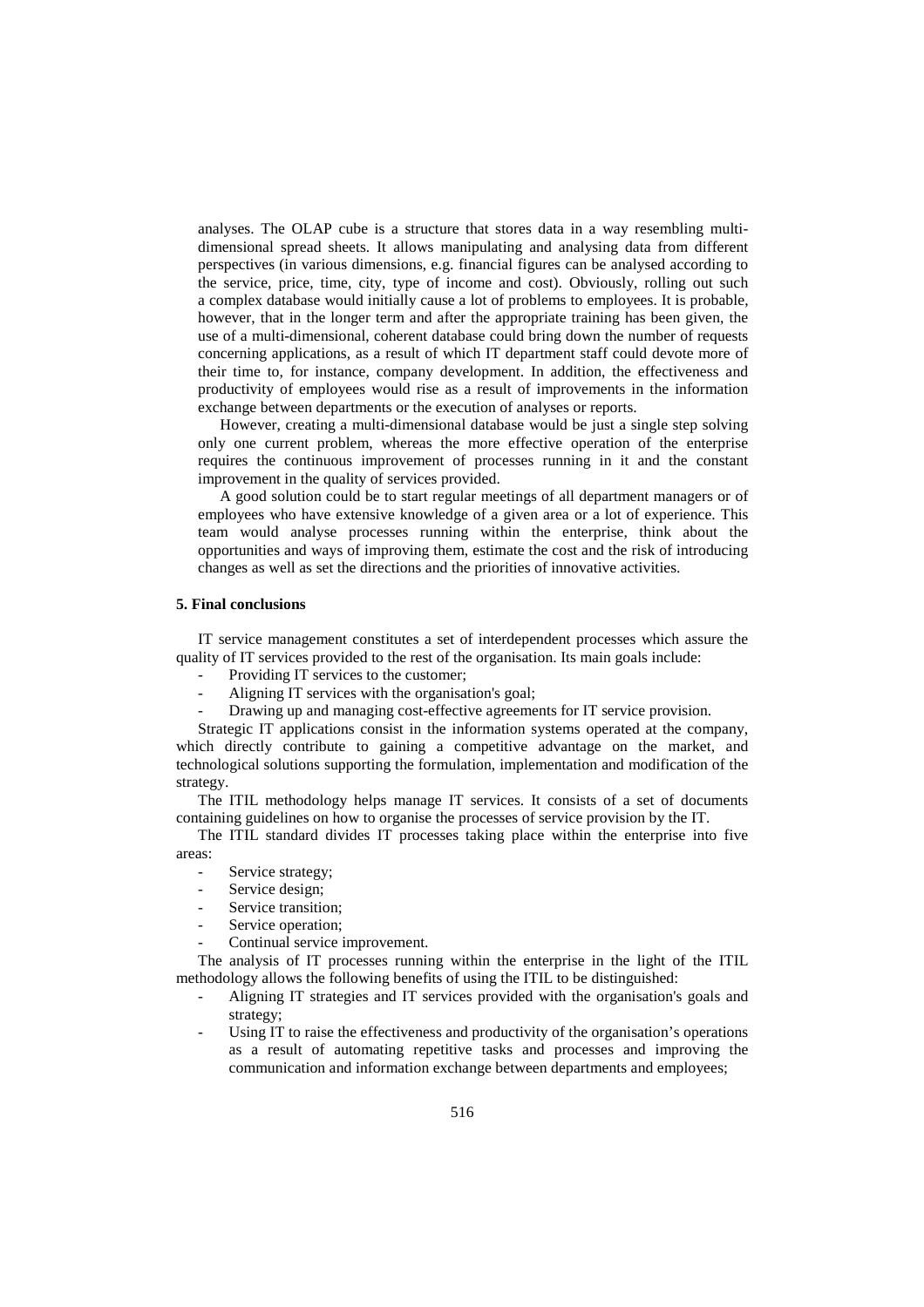analyses. The OLAP cube is a structure that stores data in a way resembling multi-dimensional spread sheets. It allows manipulating and analysing data from different perspectives (in various dimensions, e.g. financial figures can be analysed according to the service, price, time, city, type of income and cost). Obviously, rolling out such a complex database would initially cause a lot of problems to employees. It is probable, however, that in the longer term and after the appropriate training has been given, the use of a multi-dimensional, coherent database could bring down the number of requests concerning applications, as a result of which IT department staff could devote more of their time to, for instance, company development. In addition, the effectiveness and productivity of employees would rise as a result of improvements in the information exchange between departments or the execution of analyses or reports.

However, creating a multi-dimensional database would be just a single step solving only one current problem, whereas the more effective operation of the enterprise requires the continuous improvement of processes running in it and the constant improvement in the quality of services provided.

A good solution could be to start regular meetings of all department managers or of employees who have extensive knowledge of a given area or a lot of experience. This team would analyse processes running within the enterprise, think about the opportunities and ways of improving them, estimate the cost and the risk of introducing changes as well as set the directions and the priorities of innovative activities.

## 5. Final conclusions

IT service management constitutes a set of interdependent processes which assure the quality of IT services provided to the rest of the organisation. Its main goals include:

- Providing IT services to the customer;
- Aligning IT services with the organisation's goal;
- Drawing up and managing cost-effective agreements for IT service provision.

Strategic IT applications consist in the information systems operated at the company, which directly contribute to gaining a competitive advantage on the market, and technological solutions supporting the formulation, implementation and modification of the strategy.

The ITIL methodology helps manage IT services. It consists of a set of documents containing guidelines on how to organise the processes of service provision by the IT.

The ITIL standard divides IT processes taking place within the enterprise into five areas:

- Service strategy;
- Service design;
- Service transition;
- Service operation;
- Continual service improvement.

The analysis of IT processes running within the enterprise in the light of the ITIL methodology allows the following benefits of using the ITIL to be distinguished:

- Aligning IT strategies and IT services provided with the organisation's goals and strategy;
- Using IT to raise the effectiveness and productivity of the organisation's operations as a result of automating repetitive tasks and processes and improving the communication and information exchange between departments and employees;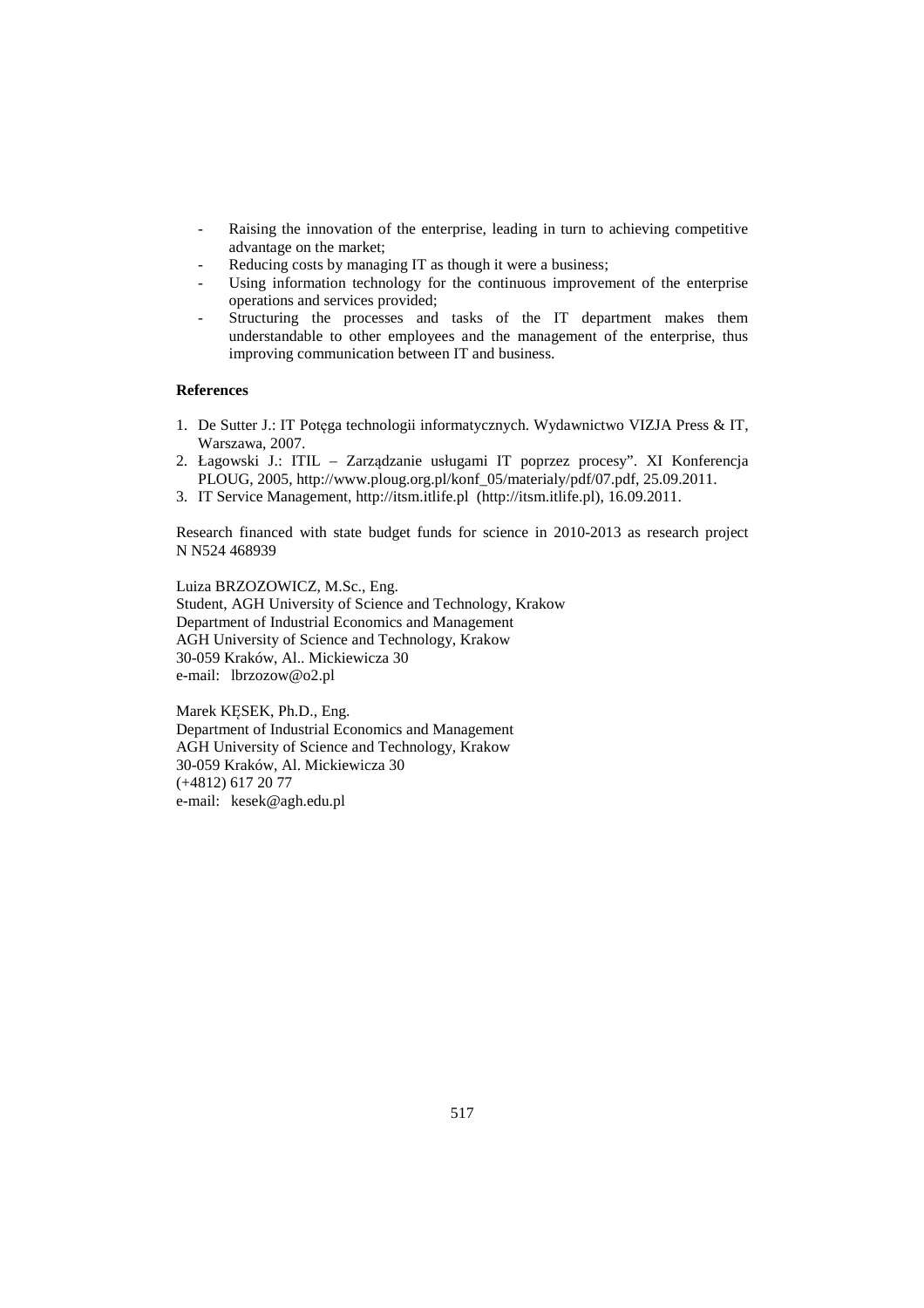- Raising the innovation of the enterprise, leading in turn to achieving competitive advantage on the market;
- Reducing costs by managing IT as though it were a business;
- Using information technology for the continuous improvement of the enterprise operations and services provided;
- Structuring the processes and tasks of the IT department makes them understandable to other employees and the management of the enterprise, thus improving communication between IT and business.

**References**

1. De Sutter J.: IT Potęga technologii informatycznych. Wydawnictwo VIZJA Press & IT, Warszawa, 2007.
2. Łagowski J.: ITIL – Zarządzanie usługami IT poprzez procesy". XI Konferencja PLOUG, 2005, http://www.ploug.org.pl/konf_05/materialy/pdf/07.pdf, 25.09.2011.
3. IT Service Management, http://itsm.itlife.pl (http://itsm.itlife.pl), 16.09.2011.

Research financed with state budget funds for science in 2010-2013 as research project N N524 468939

Luiza BRZOZOWICZ, M.Sc., Eng.
Student, AGH University of Science and Technology, Krakow
Department of Industrial Economics and Management
AGH University of Science and Technology, Krakow
30-059 Kraków, Al.. Mickiewicza 30
e-mail: lbrzozow@o2.pl

Marek KĘSEK, Ph.D., Eng.
Department of Industrial Economics and Management
AGH University of Science and Technology, Krakow
30-059 Kraków, Al. Mickiewicza 30
(+4812) 617 20 77
e-mail: kesek@agh.edu.pl